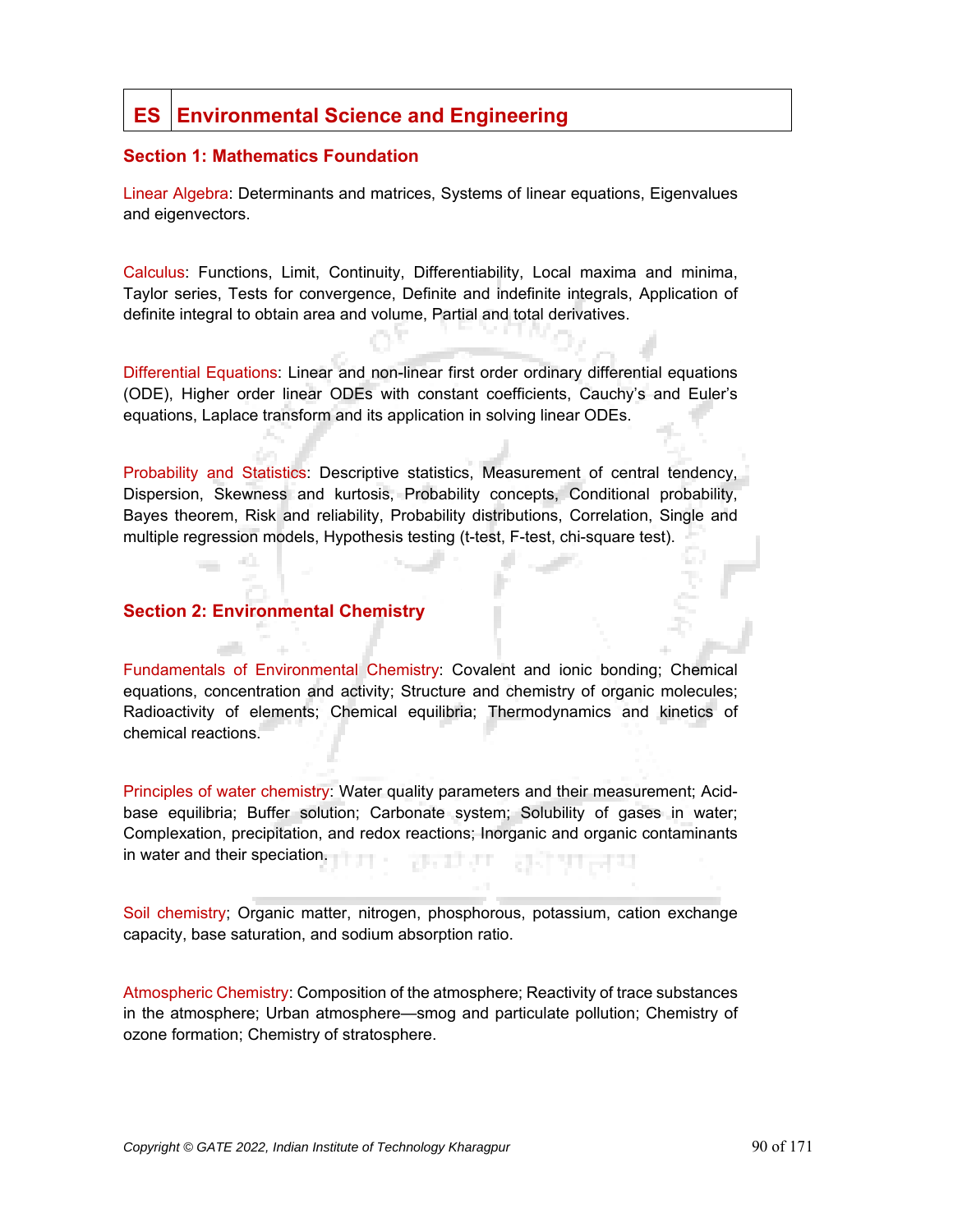# ES Environmental Science and Engineering

## Section 1: Mathematics Foundation

Linear Algebra: Determinants and matrices, Systems of linear equations, Eigenvalues and eigenvectors.

Calculus: Functions, Limit, Continuity, Differentiability, Local maxima and minima, Taylor series, Tests for convergence, Definite and indefinite integrals, Application of definite integral to obtain area and volume, Partial and total derivatives.

Differential Equations: Linear and non-linear first order ordinary differential equations (ODE), Higher order linear ODEs with constant coefficients, Cauchy's and Euler's equations, Laplace transform and its application in solving linear ODEs.

Probability and Statistics: Descriptive statistics, Measurement of central tendency, Dispersion, Skewness and kurtosis, Probability concepts, Conditional probability, Bayes theorem, Risk and reliability, Probability distributions, Correlation, Single and multiple regression models, Hypothesis testing (t-test, F-test, chi-square test).

## Section 2: Environmental Chemistry

Fundamentals of Environmental Chemistry: Covalent and ionic bonding; Chemical equations, concentration and activity; Structure and chemistry of organic molecules; Radioactivity of elements; Chemical equilibria; Thermodynamics and kinetics of chemical reactions.

Principles of water chemistry: Water quality parameters and their measurement; Acid-base equilibria; Buffer solution; Carbonate system; Solubility of gases in water; Complexation, precipitation, and redox reactions; Inorganic and organic contaminants in water and their speciation.

Soil chemistry; Organic matter, nitrogen, phosphorous, potassium, cation exchange capacity, base saturation, and sodium absorption ratio.

Atmospheric Chemistry: Composition of the atmosphere; Reactivity of trace substances in the atmosphere; Urban atmosphere—smog and particulate pollution; Chemistry of ozone formation; Chemistry of stratosphere.

*Copyright © GATE 2022, Indian Institute of Technology Kharagpur*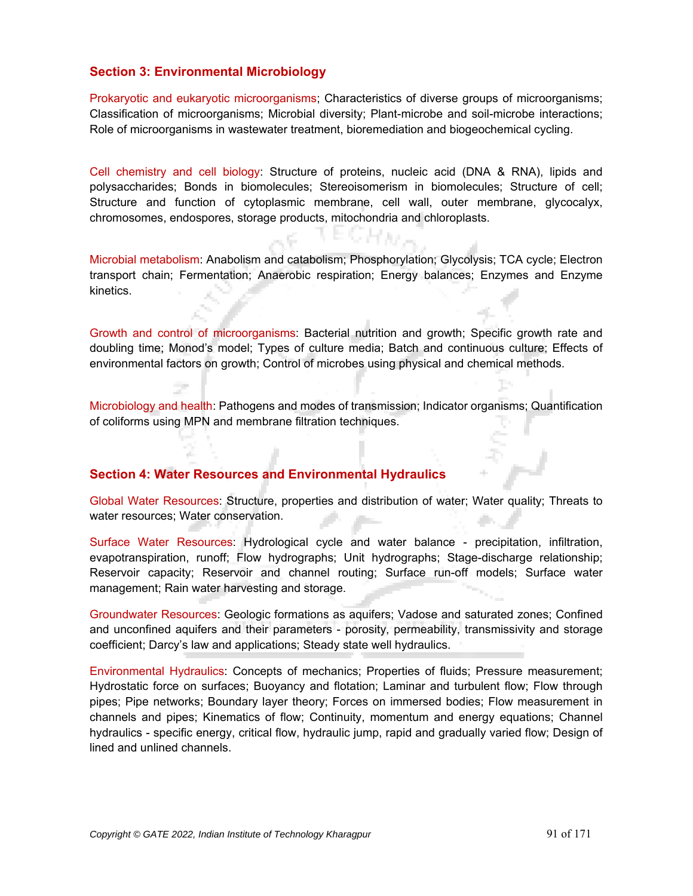## Section 3: Environmental Microbiology

Prokaryotic and eukaryotic microorganisms; Characteristics of diverse groups of microorganisms; Classification of microorganisms; Microbial diversity; Plant-microbe and soil-microbe interactions; Role of microorganisms in wastewater treatment, bioremediation and biogeochemical cycling.

Cell chemistry and cell biology: Structure of proteins, nucleic acid (DNA & RNA), lipids and polysaccharides; Bonds in biomolecules; Stereoisomerism in biomolecules; Structure of cell; Structure and function of cytoplasmic membrane, cell wall, outer membrane, glycocalyx, chromosomes, endospores, storage products, mitochondria and chloroplasts.

Microbial metabolism: Anabolism and catabolism; Phosphorylation; Glycolysis; TCA cycle; Electron transport chain; Fermentation; Anaerobic respiration; Energy balances; Enzymes and Enzyme kinetics.

Growth and control of microorganisms: Bacterial nutrition and growth; Specific growth rate and doubling time; Monod's model; Types of culture media; Batch and continuous culture; Effects of environmental factors on growth; Control of microbes using physical and chemical methods.

Microbiology and health: Pathogens and modes of transmission; Indicator organisms; Quantification of coliforms using MPN and membrane filtration techniques.

## Section 4: Water Resources and Environmental Hydraulics

Global Water Resources: Structure, properties and distribution of water; Water quality; Threats to water resources; Water conservation.

Surface Water Resources: Hydrological cycle and water balance - precipitation, infiltration, evapotranspiration, runoff; Flow hydrographs; Unit hydrographs; Stage-discharge relationship; Reservoir capacity; Reservoir and channel routing; Surface run-off models; Surface water management; Rain water harvesting and storage.

Groundwater Resources: Geologic formations as aquifers; Vadose and saturated zones; Confined and unconfined aquifers and their parameters - porosity, permeability, transmissivity and storage coefficient; Darcy's law and applications; Steady state well hydraulics.

Environmental Hydraulics: Concepts of mechanics; Properties of fluids; Pressure measurement; Hydrostatic force on surfaces; Buoyancy and flotation; Laminar and turbulent flow; Flow through pipes; Pipe networks; Boundary layer theory; Forces on immersed bodies; Flow measurement in channels and pipes; Kinematics of flow; Continuity, momentum and energy equations; Channel hydraulics - specific energy, critical flow, hydraulic jump, rapid and gradually varied flow; Design of lined and unlined channels.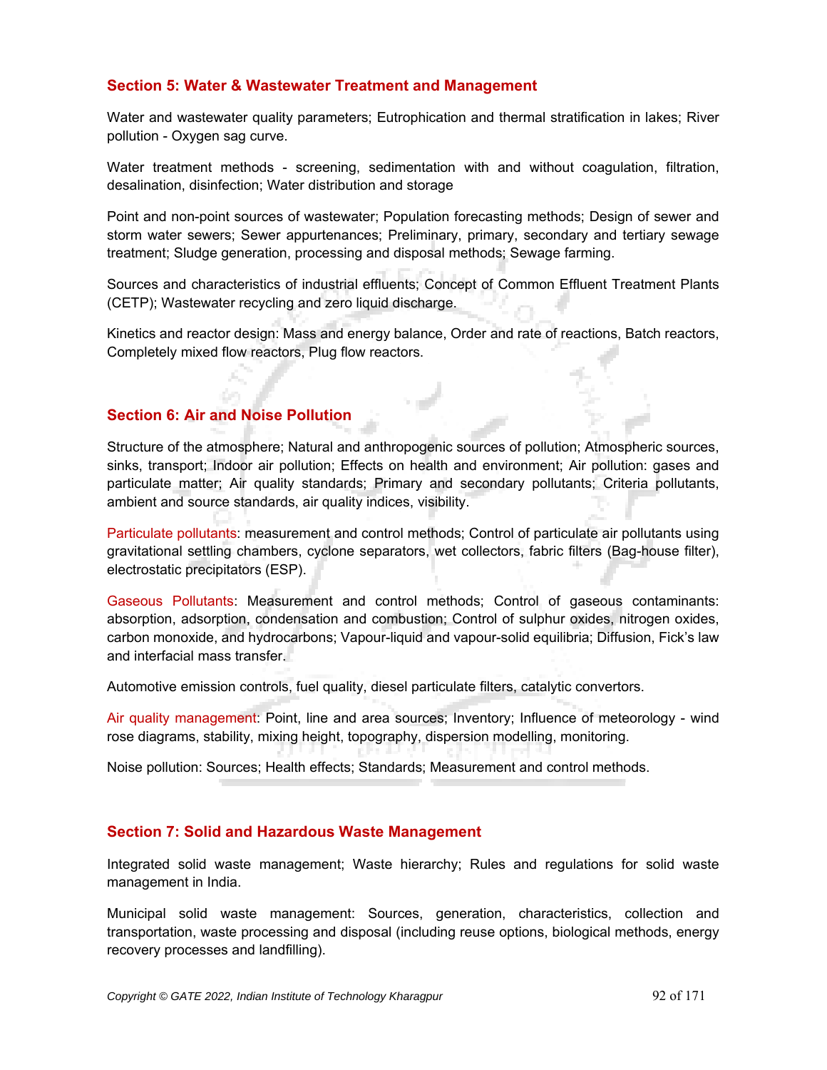## Section 5: Water & Wastewater Treatment and Management

Water and wastewater quality parameters; Eutrophication and thermal stratification in lakes; River pollution - Oxygen sag curve.

Water treatment methods - screening, sedimentation with and without coagulation, filtration, desalination, disinfection; Water distribution and storage

Point and non-point sources of wastewater; Population forecasting methods; Design of sewer and storm water sewers; Sewer appurtenances; Preliminary, primary, secondary and tertiary sewage treatment; Sludge generation, processing and disposal methods; Sewage farming.

Sources and characteristics of industrial effluents; Concept of Common Effluent Treatment Plants (CETP); Wastewater recycling and zero liquid discharge.

Kinetics and reactor design: Mass and energy balance, Order and rate of reactions, Batch reactors, Completely mixed flow reactors, Plug flow reactors.

## Section 6: Air and Noise Pollution

Structure of the atmosphere; Natural and anthropogenic sources of pollution; Atmospheric sources, sinks, transport; Indoor air pollution; Effects on health and environment; Air pollution: gases and particulate matter; Air quality standards; Primary and secondary pollutants; Criteria pollutants, ambient and source standards, air quality indices, visibility.

Particulate pollutants: measurement and control methods; Control of particulate air pollutants using gravitational settling chambers, cyclone separators, wet collectors, fabric filters (Bag-house filter), electrostatic precipitators (ESP).

Gaseous Pollutants: Measurement and control methods; Control of gaseous contaminants: absorption, adsorption, condensation and combustion; Control of sulphur oxides, nitrogen oxides, carbon monoxide, and hydrocarbons; Vapour-liquid and vapour-solid equilibria; Diffusion, Fick's law and interfacial mass transfer.

Automotive emission controls, fuel quality, diesel particulate filters, catalytic convertors.

Air quality management: Point, line and area sources; Inventory; Influence of meteorology - wind rose diagrams, stability, mixing height, topography, dispersion modelling, monitoring.

Noise pollution: Sources; Health effects; Standards; Measurement and control methods.

## Section 7: Solid and Hazardous Waste Management

Integrated solid waste management; Waste hierarchy; Rules and regulations for solid waste management in India.

Municipal solid waste management: Sources, generation, characteristics, collection and transportation, waste processing and disposal (including reuse options, biological methods, energy recovery processes and landfilling).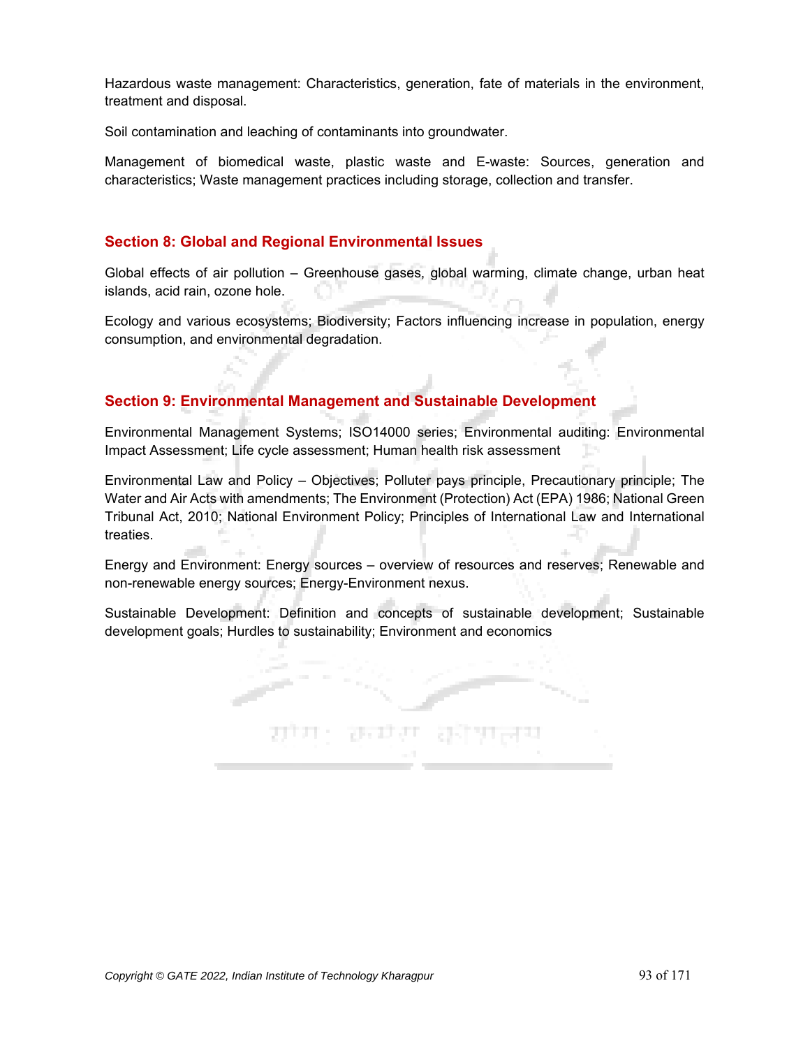Hazardous waste management: Characteristics, generation, fate of materials in the environment, treatment and disposal.

Soil contamination and leaching of contaminants into groundwater.

Management of biomedical waste, plastic waste and E-waste: Sources, generation and characteristics; Waste management practices including storage, collection and transfer.

## Section 8: Global and Regional Environmental Issues

Global effects of air pollution – Greenhouse gases, global warming, climate change, urban heat islands, acid rain, ozone hole.

Ecology and various ecosystems; Biodiversity; Factors influencing increase in population, energy consumption, and environmental degradation.

## Section 9: Environmental Management and Sustainable Development

Environmental Management Systems; ISO14000 series; Environmental auditing: Environmental Impact Assessment; Life cycle assessment; Human health risk assessment

Environmental Law and Policy – Objectives; Polluter pays principle, Precautionary principle; The Water and Air Acts with amendments; The Environment (Protection) Act (EPA) 1986; National Green Tribunal Act, 2010; National Environment Policy; Principles of International Law and International treaties.

Energy and Environment: Energy sources – overview of resources and reserves; Renewable and non-renewable energy sources; Energy-Environment nexus.

Sustainable Development: Definition and concepts of sustainable development; Sustainable development goals; Hurdles to sustainability; Environment and economics

*Copyright © GATE 2022, Indian Institute of Technology Kharagpur*